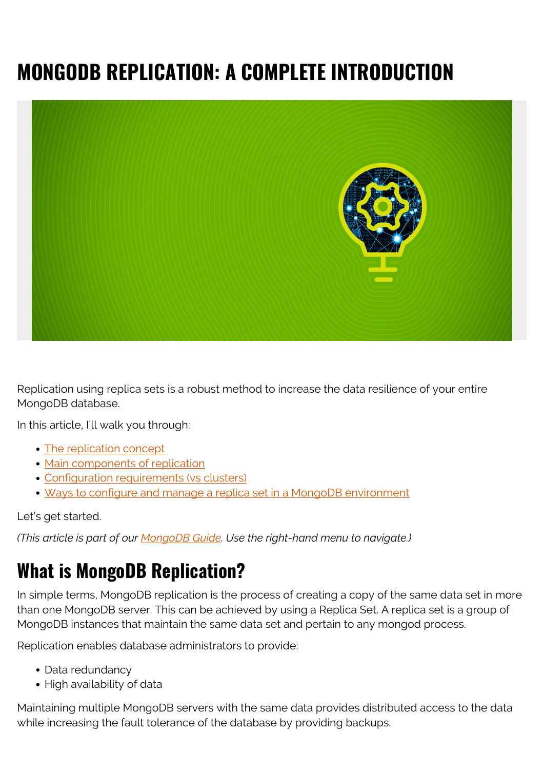# MONGODB REPLICATION: A COMPLETE INTRODUCTION

Replication using replica sets is a robust method to increase the data resilience of your entire MongoDB database.

In this article, I'll walk you through:

- The replication concept
- Main components of replication
- Configuration requirements (vs clusters)
- Ways to configure and manage a replica set in a MongoDB environment

Let's get started.

*(This article is part of our MongoDB Guide. Use the right-hand menu to navigate.)*

## What is MongoDB Replication?

In simple terms, MongoDB replication is the process of creating a copy of the same data set in more than one MongoDB server. This can be achieved by using a Replica Set. A replica set is a group of MongoDB instances that maintain the same data set and pertain to any mongod process.

Replication enables database administrators to provide:

- Data redundancy
- High availability of data

Maintaining multiple MongoDB servers with the same data provides distributed access to the data while increasing the fault tolerance of the database by providing backups.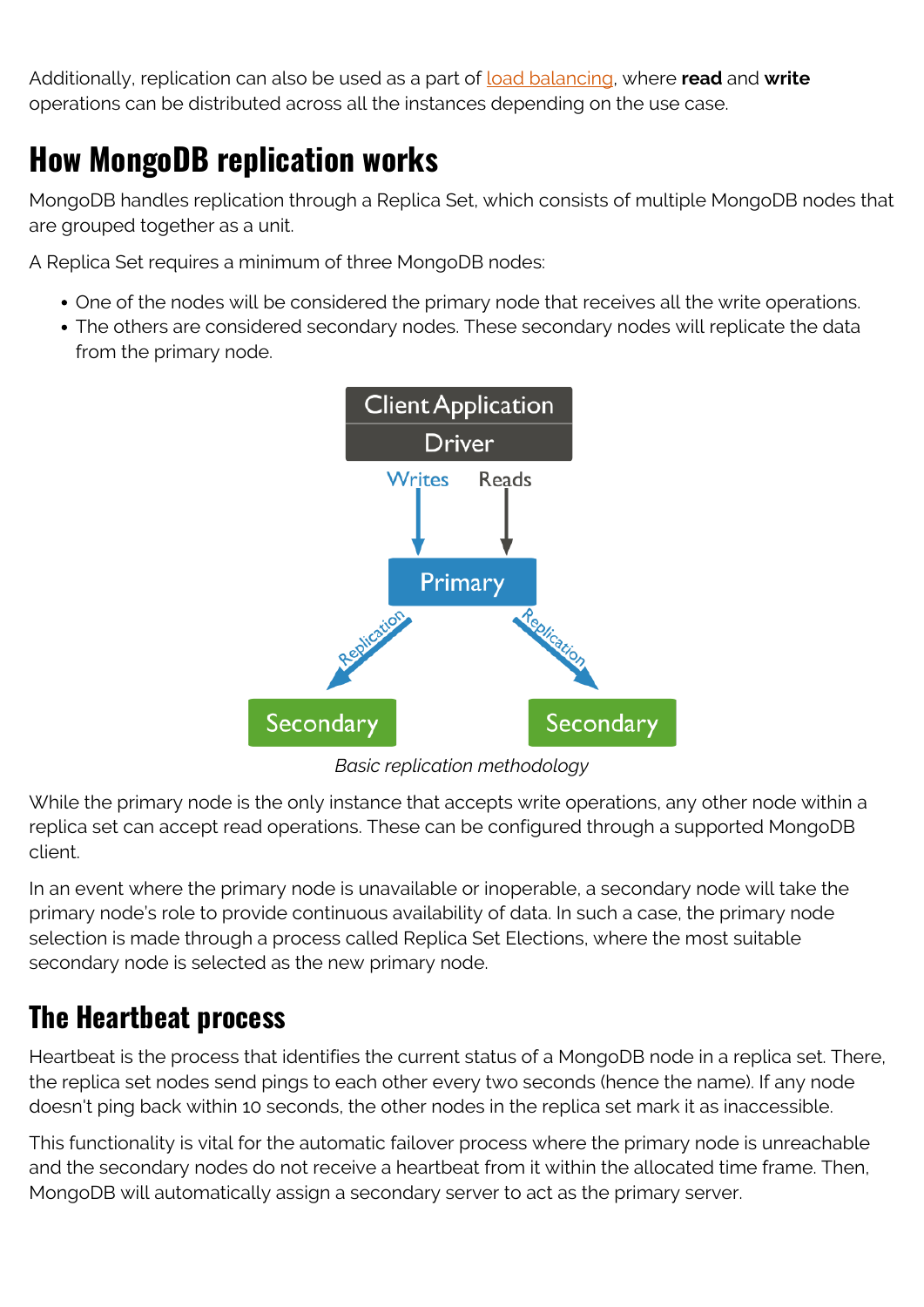Additionally, replication can also be used as a part of load balancing, where **read** and **write** operations can be distributed across all the instances depending on the use case.

## How MongoDB replication works

MongoDB handles replication through a Replica Set, which consists of multiple MongoDB nodes that are grouped together as a unit.

A Replica Set requires a minimum of three MongoDB nodes:

- One of the nodes will be considered the primary node that receives all the write operations.
- The others are considered secondary nodes. These secondary nodes will replicate the data from the primary node.

*Basic replication methodology*

While the primary node is the only instance that accepts write operations, any other node within a replica set can accept read operations. These can be configured through a supported MongoDB client.

In an event where the primary node is unavailable or inoperable, a secondary node will take the primary node's role to provide continuous availability of data. In such a case, the primary node selection is made through a process called Replica Set Elections, where the most suitable secondary node is selected as the new primary node.

## The Heartbeat process

Heartbeat is the process that identifies the current status of a MongoDB node in a replica set. There, the replica set nodes send pings to each other every two seconds (hence the name). If any node doesn't ping back within 10 seconds, the other nodes in the replica set mark it as inaccessible.

This functionality is vital for the automatic failover process where the primary node is unreachable and the secondary nodes do not receive a heartbeat from it within the allocated time frame. Then, MongoDB will automatically assign a secondary server to act as the primary server.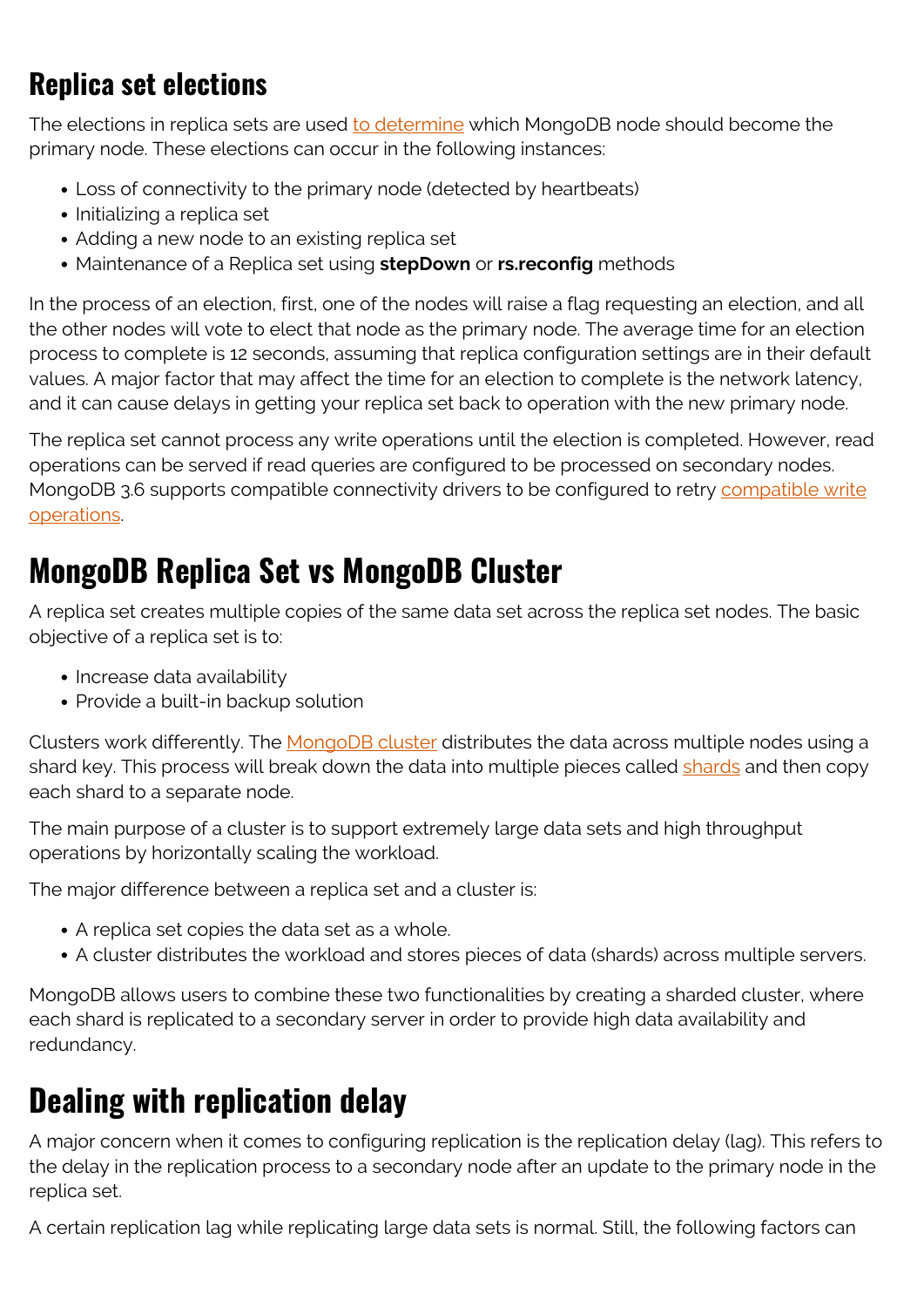### Replica set elections

The elections in replica sets are used to determine which MongoDB node should become the primary node. These elections can occur in the following instances:

- Loss of connectivity to the primary node (detected by heartbeats)
- Initializing a replica set
- Adding a new node to an existing replica set
- Maintenance of a Replica set using **stepDown** or **rs.reconfig** methods

In the process of an election, first, one of the nodes will raise a flag requesting an election, and all the other nodes will vote to elect that node as the primary node. The average time for an election process to complete is 12 seconds, assuming that replica configuration settings are in their default values. A major factor that may affect the time for an election to complete is the network latency, and it can cause delays in getting your replica set back to operation with the new primary node.

The replica set cannot process any write operations until the election is completed. However, read operations can be served if read queries are configured to be processed on secondary nodes. MongoDB 3.6 supports compatible connectivity drivers to be configured to retry compatible write operations.

## MongoDB Replica Set vs MongoDB Cluster

A replica set creates multiple copies of the same data set across the replica set nodes. The basic objective of a replica set is to:

- Increase data availability
- Provide a built-in backup solution

Clusters work differently. The MongoDB cluster distributes the data across multiple nodes using a shard key. This process will break down the data into multiple pieces called shards and then copy each shard to a separate node.

The main purpose of a cluster is to support extremely large data sets and high throughput operations by horizontally scaling the workload.

The major difference between a replica set and a cluster is:

- A replica set copies the data set as a whole.
- A cluster distributes the workload and stores pieces of data (shards) across multiple servers.

MongoDB allows users to combine these two functionalities by creating a sharded cluster, where each shard is replicated to a secondary server in order to provide high data availability and redundancy.

## Dealing with replication delay

A major concern when it comes to configuring replication is the replication delay (lag). This refers to the delay in the replication process to a secondary node after an update to the primary node in the replica set.

A certain replication lag while replicating large data sets is normal. Still, the following factors can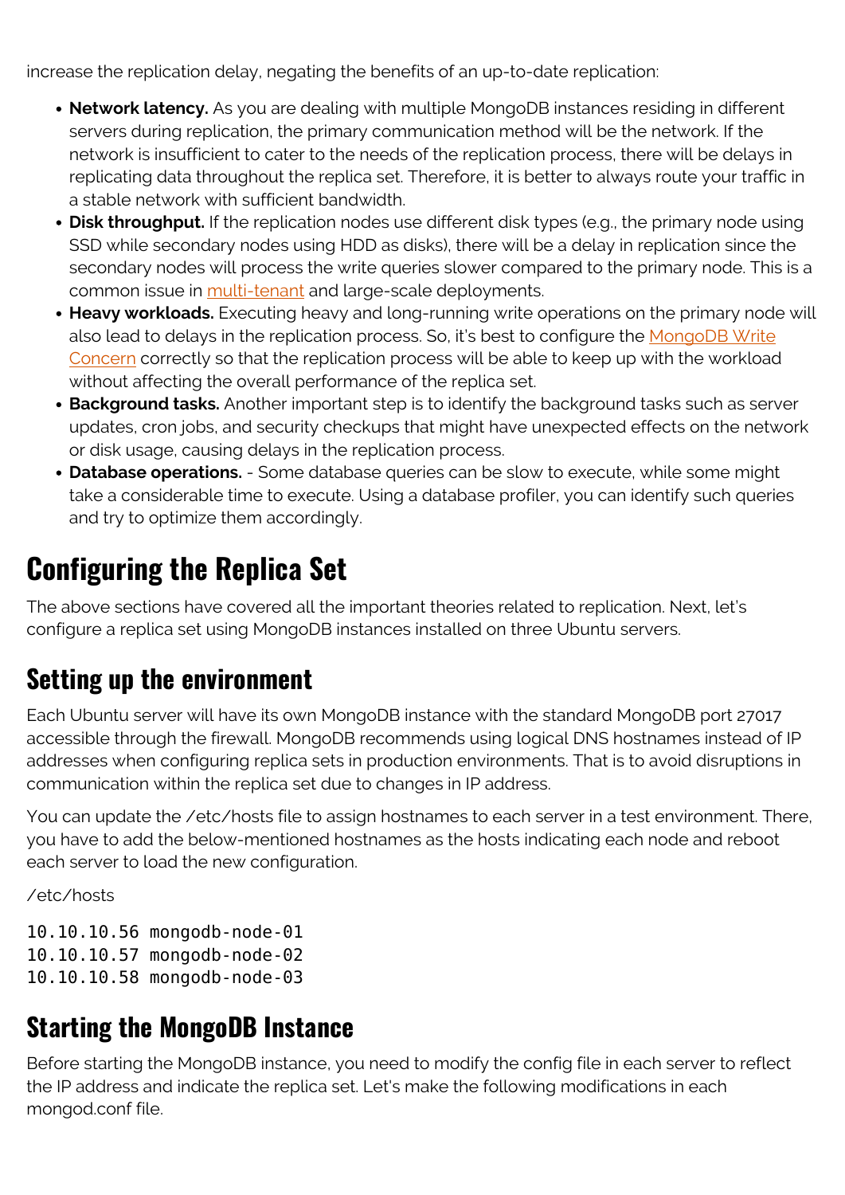increase the replication delay, negating the benefits of an up-to-date replication:

- **Network latency.** As you are dealing with multiple MongoDB instances residing in different servers during replication, the primary communication method will be the network. If the network is insufficient to cater to the needs of the replication process, there will be delays in replicating data throughout the replica set. Therefore, it is better to always route your traffic in a stable network with sufficient bandwidth.
- **Disk throughput.** If the replication nodes use different disk types (e.g., the primary node using SSD while secondary nodes using HDD as disks), there will be a delay in replication since the secondary nodes will process the write queries slower compared to the primary node. This is a common issue in multi-tenant and large-scale deployments.
- **Heavy workloads.** Executing heavy and long-running write operations on the primary node will also lead to delays in the replication process. So, it's best to configure the MongoDB Write Concern correctly so that the replication process will be able to keep up with the workload without affecting the overall performance of the replica set.
- **Background tasks.** Another important step is to identify the background tasks such as server updates, cron jobs, and security checkups that might have unexpected effects on the network or disk usage, causing delays in the replication process.
- **Database operations.** - Some database queries can be slow to execute, while some might take a considerable time to execute. Using a database profiler, you can identify such queries and try to optimize them accordingly.

# Configuring the Replica Set

The above sections have covered all the important theories related to replication. Next, let's configure a replica set using MongoDB instances installed on three Ubuntu servers.

## Setting up the environment

Each Ubuntu server will have its own MongoDB instance with the standard MongoDB port 27017 accessible through the firewall. MongoDB recommends using logical DNS hostnames instead of IP addresses when configuring replica sets in production environments. That is to avoid disruptions in communication within the replica set due to changes in IP address.

You can update the /etc/hosts file to assign hostnames to each server in a test environment. There, you have to add the below-mentioned hostnames as the hosts indicating each node and reboot each server to load the new configuration.

/etc/hosts

```
10.10.10.56 mongodb-node-01
10.10.10.57 mongodb-node-02
10.10.10.58 mongodb-node-03
```

## Starting the MongoDB Instance

Before starting the MongoDB instance, you need to modify the config file in each server to reflect the IP address and indicate the replica set. Let's make the following modifications in each mongod.conf file.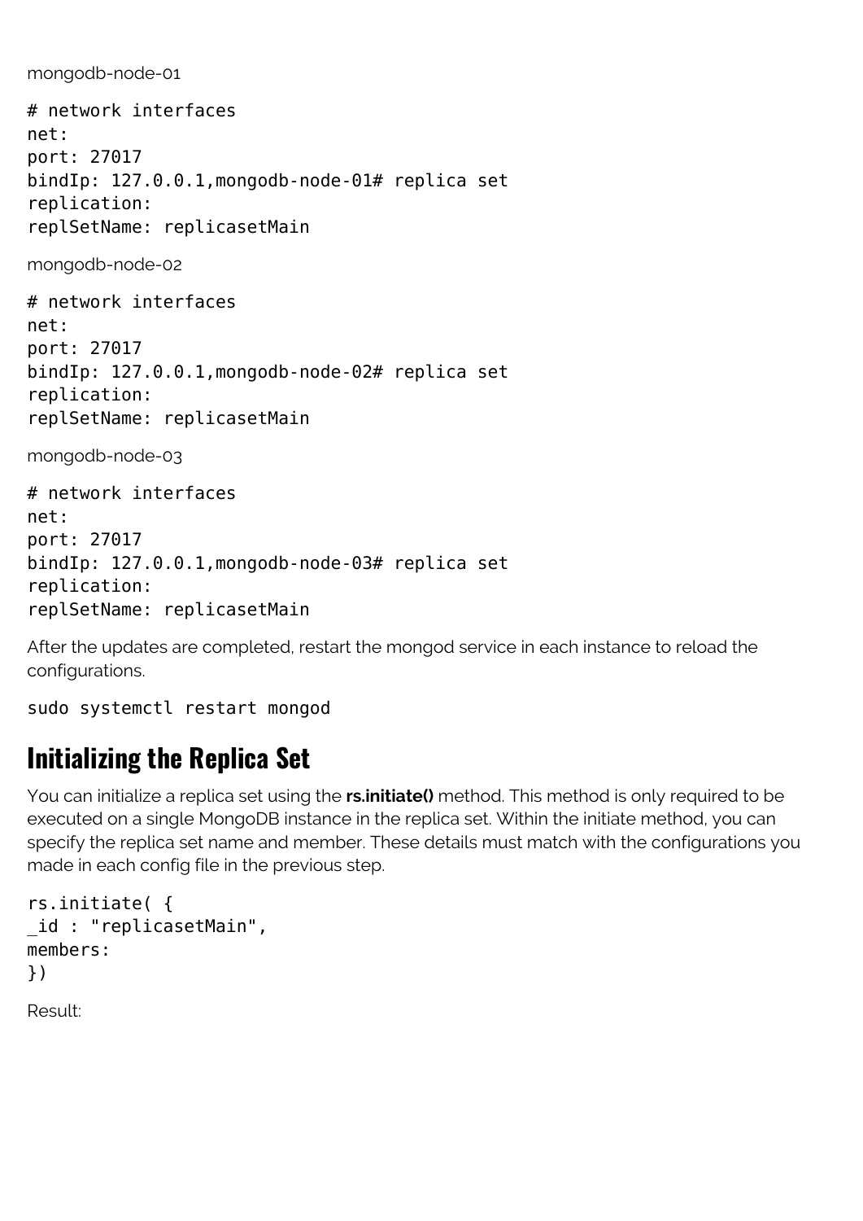mongodb-node-01

```
# network interfaces
net:
port: 27017
bindIp: 127.0.0.1,mongodb-node-01# replica set
replication:
replSetName: replicasetMain
```

mongodb-node-02

```
# network interfaces
net:
port: 27017
bindIp: 127.0.0.1,mongodb-node-02# replica set
replication:
replSetName: replicasetMain
```

mongodb-node-03

```
# network interfaces
net:
port: 27017
bindIp: 127.0.0.1,mongodb-node-03# replica set
replication:
replSetName: replicasetMain
```

After the updates are completed, restart the mongod service in each instance to reload the configurations.

```
sudo systemctl restart mongod
```

## Initializing the Replica Set

You can initialize a replica set using the **rs.initiate()** method. This method is only required to be executed on a single MongoDB instance in the replica set. Within the initiate method, you can specify the replica set name and member. These details must match with the configurations you made in each config file in the previous step.

```
rs.initiate( {
_id : "replicasetMain",
members:
})
```

Result: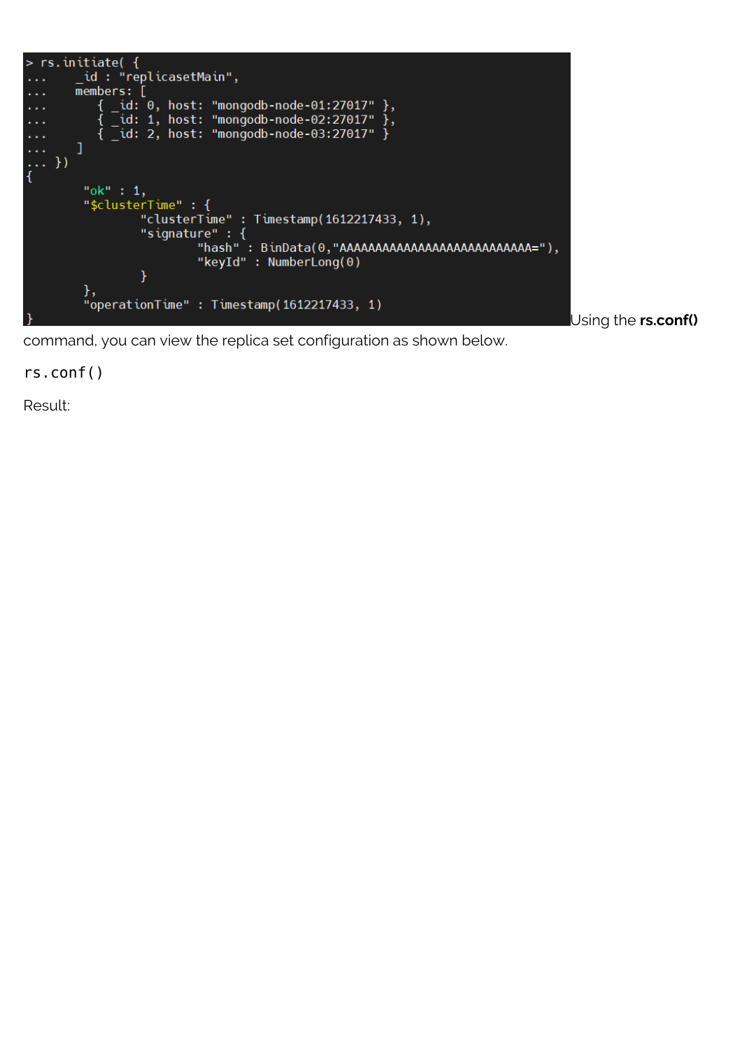```
> rs.initiate( {
...    _id : "replicasetMain",
...    members: [
...       { _id: 0, host: "mongodb-node-01:27017" },
...       { _id: 1, host: "mongodb-node-02:27017" },
...       { _id: 2, host: "mongodb-node-03:27017" }
...    ]
... })
{
        "ok" : 1,
        "$clusterTime" : {
                "clusterTime" : Timestamp(1612217433, 1),
                "signature" : {
                        "hash" : BinData(0,"AAAAAAAAAAAAAAAAAAAAAAAAAAA="),
                        "keyId" : NumberLong(0)
                }
        },
        "operationTime" : Timestamp(1612217433, 1)
}
```

Using the **rs.conf()** command, you can view the replica set configuration as shown below.

```
rs.conf()
```

Result: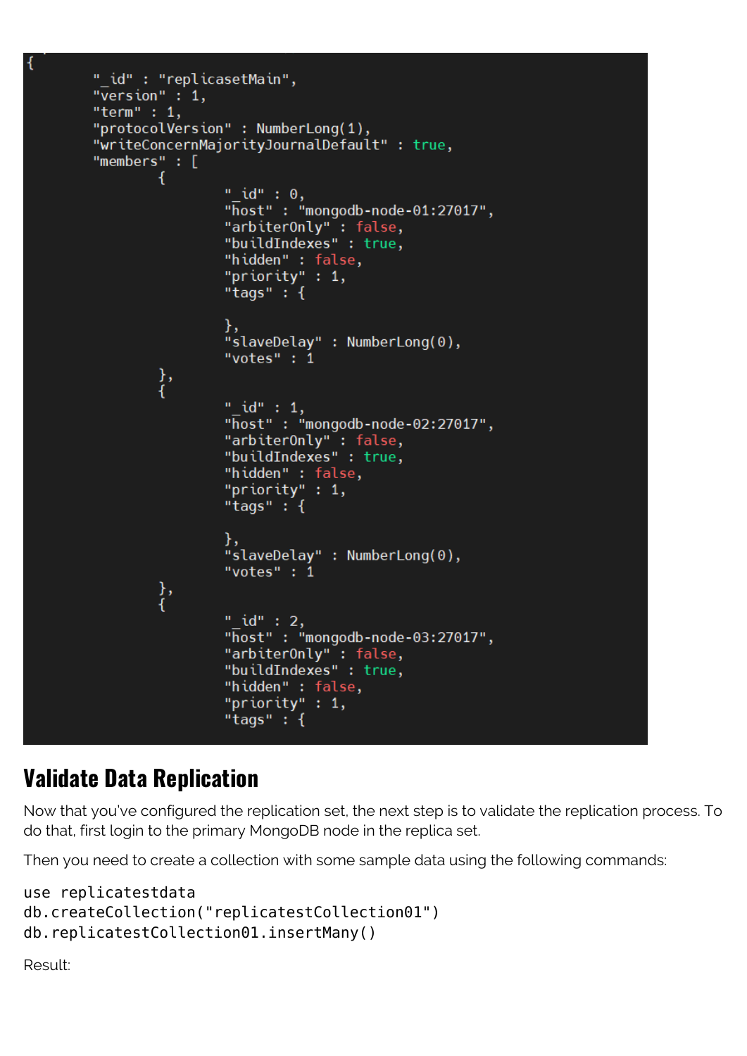```
{
        "_id" : "replicasetMain",
        "version" : 1,
        "term" : 1,
        "protocolVersion" : NumberLong(1),
        "writeConcernMajorityJournalDefault" : true,
        "members" : [
                {
                        "_id" : 0,
                        "host" : "mongodb-node-01:27017",
                        "arbiterOnly" : false,
                        "buildIndexes" : true,
                        "hidden" : false,
                        "priority" : 1,
                        "tags" : {

                        },
                        "slaveDelay" : NumberLong(0),
                        "votes" : 1
                },
                {
                        "_id" : 1,
                        "host" : "mongodb-node-02:27017",
                        "arbiterOnly" : false,
                        "buildIndexes" : true,
                        "hidden" : false,
                        "priority" : 1,
                        "tags" : {

                        },
                        "slaveDelay" : NumberLong(0),
                        "votes" : 1
                },
                {
                        "_id" : 2,
                        "host" : "mongodb-node-03:27017",
                        "arbiterOnly" : false,
                        "buildIndexes" : true,
                        "hidden" : false,
                        "priority" : 1,
                        "tags" : {
```

## Validate Data Replication

Now that you've configured the replication set, the next step is to validate the replication process. To do that, first login to the primary MongoDB node in the replica set.

Then you need to create a collection with some sample data using the following commands:

```
use replicatestdata
db.createCollection("replicatestCollection01")
db.replicatestCollection01.insertMany()
```

Result: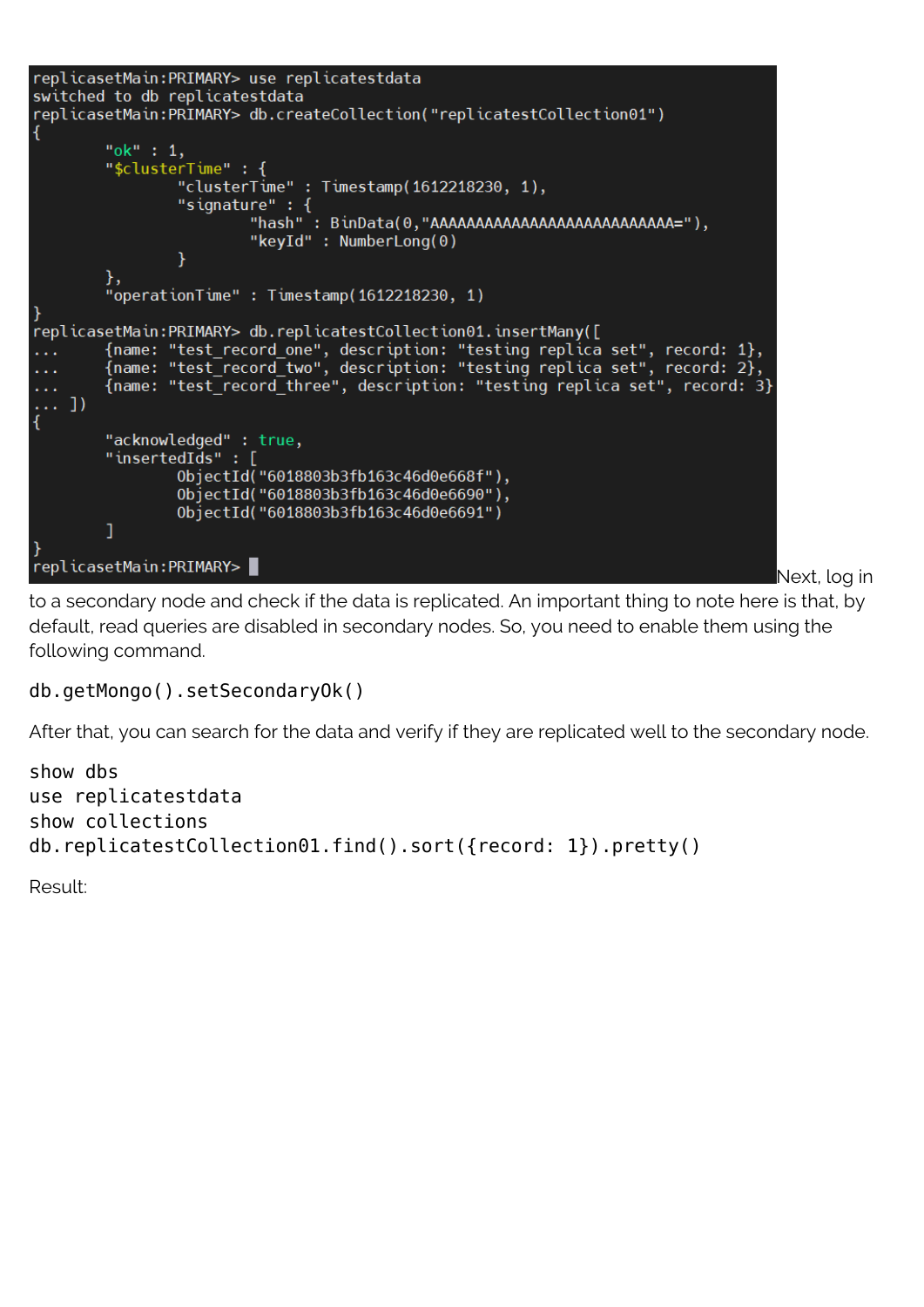```
replicasetMain:PRIMARY> use replicatestdata
switched to db replicatestdata
replicasetMain:PRIMARY> db.createCollection("replicatestCollection01")
{
        "ok" : 1,
        "$clusterTime" : {
                "clusterTime" : Timestamp(1612218230, 1),
                "signature" : {
                        "hash" : BinData(0,"AAAAAAAAAAAAAAAAAAAAAAAAAAA="),
                        "keyId" : NumberLong(0)
                }
        },
        "operationTime" : Timestamp(1612218230, 1)
}
replicasetMain:PRIMARY> db.replicatestCollection01.insertMany([
...     {name: "test_record_one", description: "testing replica set", record: 1},
...     {name: "test_record_two", description: "testing replica set", record: 2},
...     {name: "test_record_three", description: "testing replica set", record: 3}
... ])
{
        "acknowledged" : true,
        "insertedIds" : [
                ObjectId("6018803b3fb163c46d0e668f"),
                ObjectId("6018803b3fb163c46d0e6690"),
                ObjectId("6018803b3fb163c46d0e6691")
        ]
}
replicasetMain:PRIMARY>
```

Next, log in to a secondary node and check if the data is replicated. An important thing to note here is that, by default, read queries are disabled in secondary nodes. So, you need to enable them using the following command.

```
db.getMongo().setSecondaryOk()
```

After that, you can search for the data and verify if they are replicated well to the secondary node.

```
show dbs
use replicatestdata
show collections
db.replicatestCollection01.find().sort({record: 1}).pretty()
```

Result: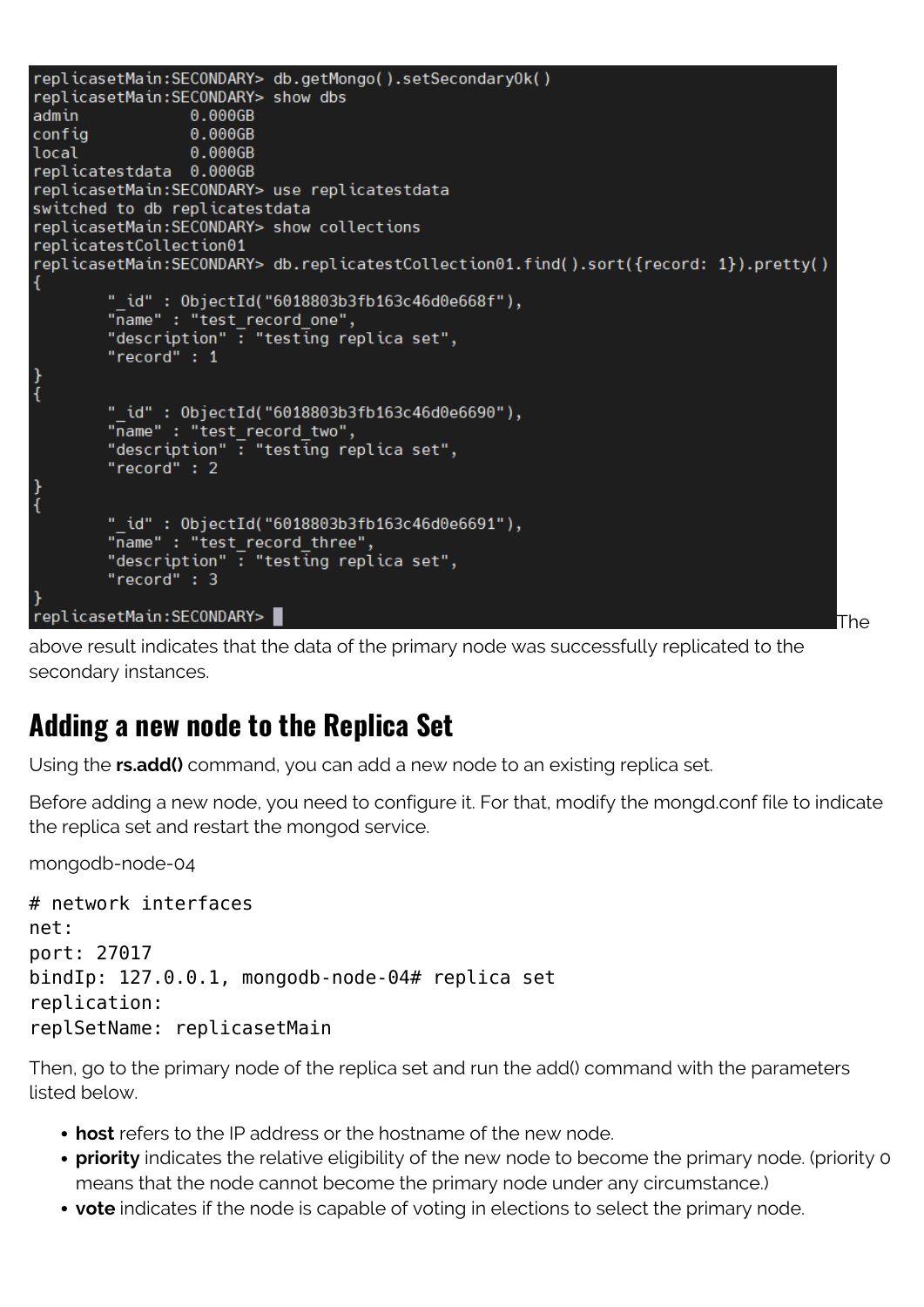```
replicasetMain:SECONDARY> db.getMongo().setSecondaryOk()
replicasetMain:SECONDARY> show dbs
admin           0.000GB
config          0.000GB
local           0.000GB
replicatestdata  0.000GB
replicasetMain:SECONDARY> use replicatestdata
switched to db replicatestdata
replicasetMain:SECONDARY> show collections
replicatestCollection01
replicasetMain:SECONDARY> db.replicatestCollection01.find().sort({record: 1}).pretty()
{
        "_id" : ObjectId("6018803b3fb163c46d0e668f"),
        "name" : "test_record_one",
        "description" : "testing replica set",
        "record" : 1
}
{
        "_id" : ObjectId("6018803b3fb163c46d0e6690"),
        "name" : "test_record_two",
        "description" : "testing replica set",
        "record" : 2
}
{
        "_id" : ObjectId("6018803b3fb163c46d0e6691"),
        "name" : "test_record_three",
        "description" : "testing replica set",
        "record" : 3
}
replicasetMain:SECONDARY>
```

The above result indicates that the data of the primary node was successfully replicated to the secondary instances.

## Adding a new node to the Replica Set

Using the **rs.add()** command, you can add a new node to an existing replica set.

Before adding a new node, you need to configure it. For that, modify the mongd.conf file to indicate the replica set and restart the mongod service.

mongodb-node-04

```
# network interfaces
net:
port: 27017
bindIp: 127.0.0.1, mongodb-node-04# replica set
replication:
replSetName: replicasetMain
```

Then, go to the primary node of the replica set and run the add() command with the parameters listed below.

- **host** refers to the IP address or the hostname of the new node.
- **priority** indicates the relative eligibility of the new node to become the primary node. (priority 0 means that the node cannot become the primary node under any circumstance.)
- **vote** indicates if the node is capable of voting in elections to select the primary node.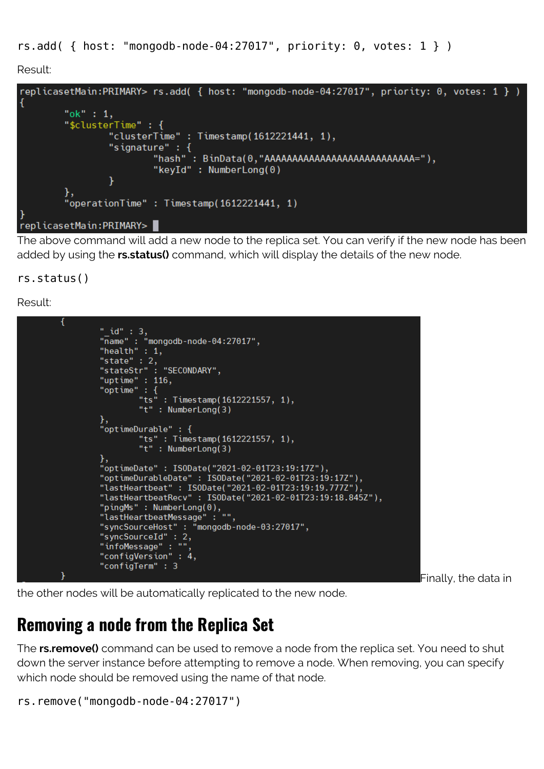```
rs.add( { host: "mongodb-node-04:27017", priority: 0, votes: 1 } )
```

Result:

```
replicasetMain:PRIMARY> rs.add( { host: "mongodb-node-04:27017", priority: 0, votes: 1 } )
{
        "ok" : 1,
        "$clusterTime" : {
                "clusterTime" : Timestamp(1612221441, 1),
                "signature" : {
                        "hash" : BinData(0,"AAAAAAAAAAAAAAAAAAAAAAAAAAA="),
                        "keyId" : NumberLong(0)
                }
        },
        "operationTime" : Timestamp(1612221441, 1)
}
replicasetMain:PRIMARY>
```

The above command will add a new node to the replica set. You can verify if the new node has been added by using the **rs.status()** command, which will display the details of the new node.

```
rs.status()
```

Result:

```
        {
                "_id" : 3,
                "name" : "mongodb-node-04:27017",
                "health" : 1,
                "state" : 2,
                "stateStr" : "SECONDARY",
                "uptime" : 116,
                "optime" : {
                        "ts" : Timestamp(1612221557, 1),
                        "t" : NumberLong(3)
                },
                "optimeDurable" : {
                        "ts" : Timestamp(1612221557, 1),
                        "t" : NumberLong(3)
                },
                "optimeDate" : ISODate("2021-02-01T23:19:17Z"),
                "optimeDurableDate" : ISODate("2021-02-01T23:19:17Z"),
                "lastHeartbeat" : ISODate("2021-02-01T23:19:19.777Z"),
                "lastHeartbeatRecv" : ISODate("2021-02-01T23:19:18.845Z"),
                "pingMs" : NumberLong(0),
                "lastHeartbeatMessage" : "",
                "syncSourceHost" : "mongodb-node-03:27017",
                "syncSourceId" : 2,
                "infoMessage" : "",
                "configVersion" : 4,
                "configTerm" : 3
        }
```

Finally, the data in the other nodes will be automatically replicated to the new node.

## Removing a node from the Replica Set

The **rs.remove()** command can be used to remove a node from the replica set. You need to shut down the server instance before attempting to remove a node. When removing, you can specify which node should be removed using the name of that node.

```
rs.remove("mongodb-node-04:27017")
```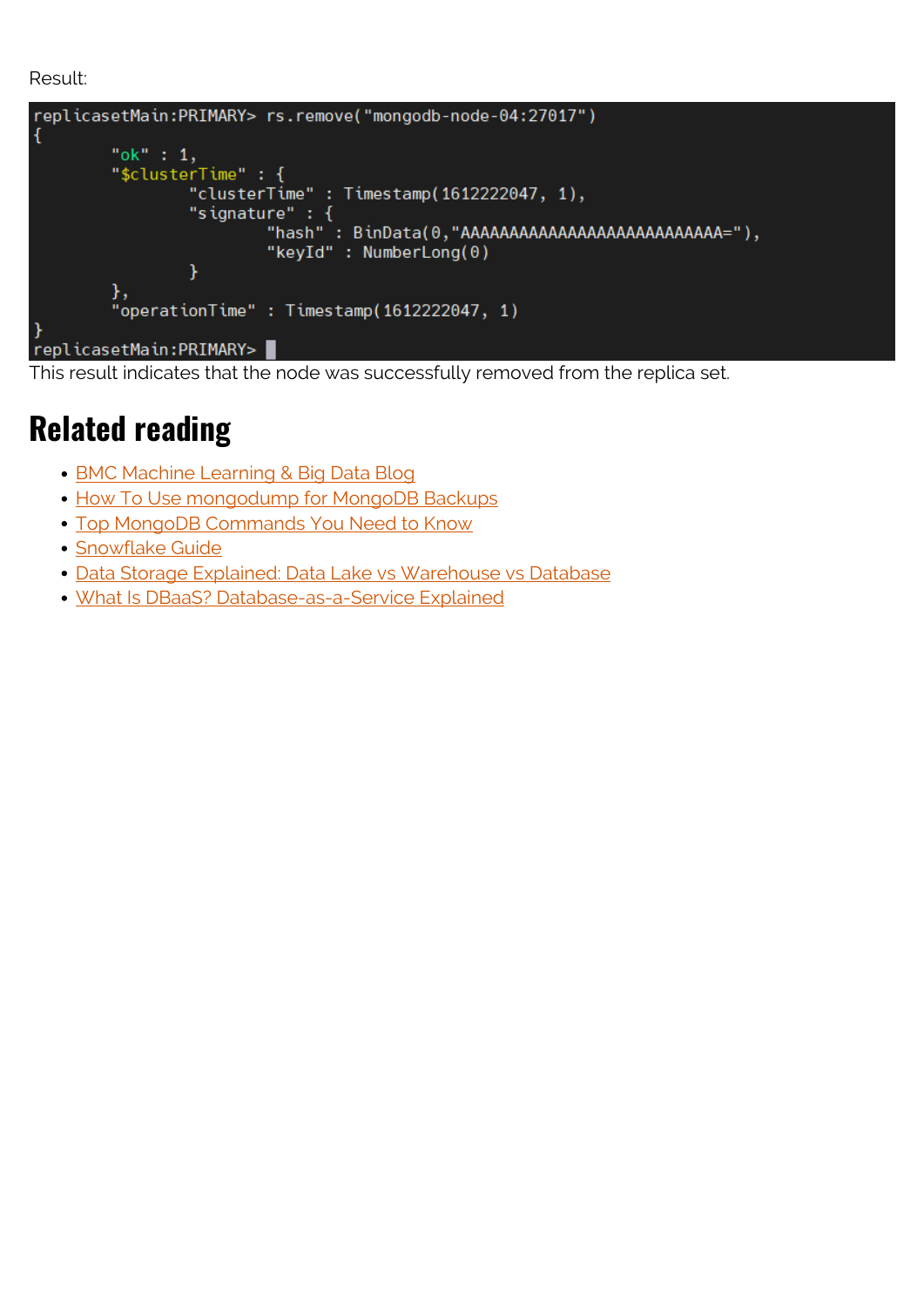Result:

```
replicasetMain:PRIMARY> rs.remove("mongodb-node-04:27017")
{
        "ok" : 1,
        "$clusterTime" : {
                "clusterTime" : Timestamp(1612222047, 1),
                "signature" : {
                        "hash" : BinData(0,"AAAAAAAAAAAAAAAAAAAAAAAAAAA="),
                        "keyId" : NumberLong(0)
                }
        },
        "operationTime" : Timestamp(1612222047, 1)
}
replicasetMain:PRIMARY>
```

This result indicates that the node was successfully removed from the replica set.

## Related reading

- BMC Machine Learning & Big Data Blog
- How To Use mongodump for MongoDB Backups
- Top MongoDB Commands You Need to Know
- Snowflake Guide
- Data Storage Explained: Data Lake vs Warehouse vs Database
- What Is DBaaS? Database-as-a-Service Explained